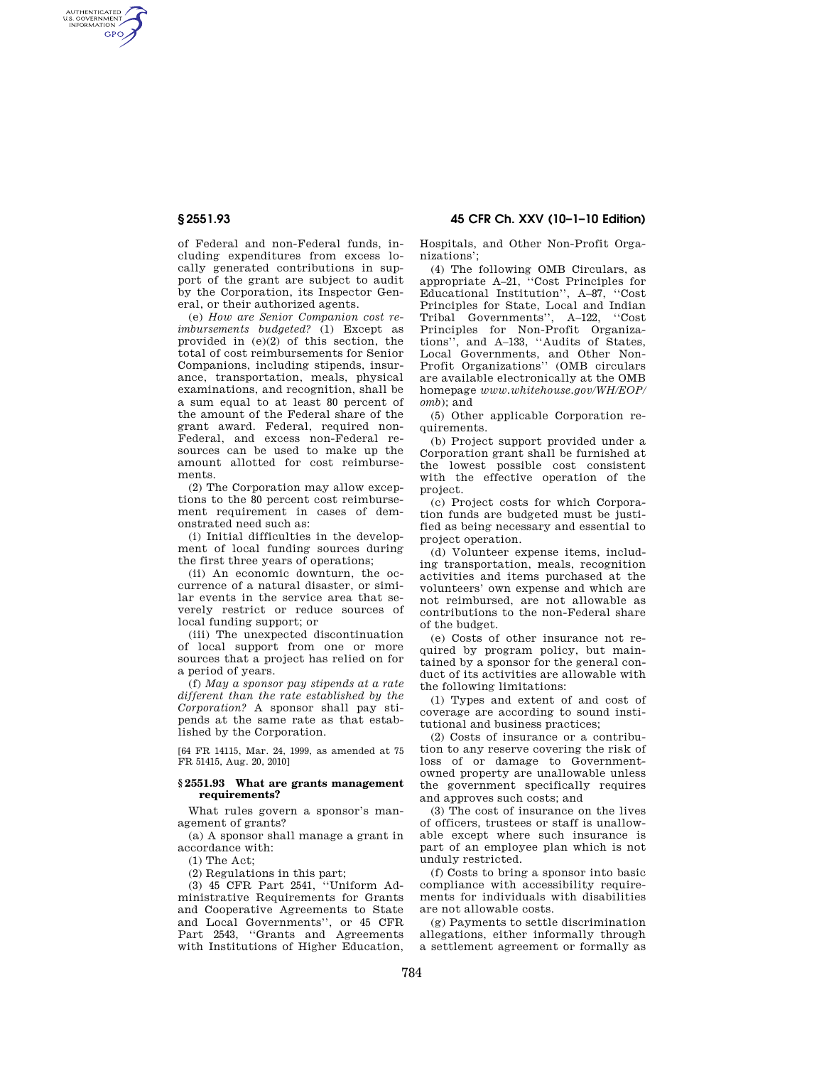of Federal and non-Federal funds, including expenditures from excess locally generated contributions in support of the grant are subject to audit by the Corporation, its Inspector General, or their authorized agents.

(e) *How are Senior Companion cost reimbursements budgeted?* (1) Except as provided in (e)(2) of this section, the total of cost reimbursements for Senior Companions, including stipends, insurance, transportation, meals, physical examinations, and recognition, shall be a sum equal to at least 80 percent of the amount of the Federal share of the grant award. Federal, required non-Federal, and excess non-Federal resources can be used to make up the amount allotted for cost reimbursements.

(2) The Corporation may allow exceptions to the 80 percent cost reimbursement requirement in cases of demonstrated need such as:

(i) Initial difficulties in the development of local funding sources during the first three years of operations;

(ii) An economic downturn, the occurrence of a natural disaster, or similar events in the service area that severely restrict or reduce sources of local funding support; or

(iii) The unexpected discontinuation of local support from one or more sources that a project has relied on for a period of years.

(f) *May a sponsor pay stipends at a rate different than the rate established by the Corporation?* A sponsor shall pay stipends at the same rate as that established by the Corporation.

[64 FR 14115, Mar. 24, 1999, as amended at 75 FR 51415, Aug. 20, 2010]

### § 2551.93 What are grants management requirements?

What rules govern a sponsor's management of grants?

(a) A sponsor shall manage a grant in accordance with:

(1) The Act;

(2) Regulations in this part;

(3) 45 CFR Part 2541, "Uniform Administrative Requirements for Grants and Cooperative Agreements to State and Local Governments", or 45 CFR Part 2543, "Grants and Agreements with Institutions of Higher Education, Hospitals, and Other Non-Profit Organizations';

(4) The following OMB Circulars, as appropriate A–21, "Cost Principles for Educational Institution", A–87, "Cost Principles for State, Local and Indian Tribal Governments", A–122, "Cost Principles for Non-Profit Organizations", and A–133, "Audits of States, Local Governments, and Other Non-Profit Organizations" (OMB circulars are available electronically at the OMB homepage *www.whitehouse.gov/WH/EOP/omb*); and

(5) Other applicable Corporation requirements.

(b) Project support provided under a Corporation grant shall be furnished at the lowest possible cost consistent with the effective operation of the project.

(c) Project costs for which Corporation funds are budgeted must be justified as being necessary and essential to project operation.

(d) Volunteer expense items, including transportation, meals, recognition activities and items purchased at the volunteers' own expense and which are not reimbursed, are not allowable as contributions to the non-Federal share of the budget.

(e) Costs of other insurance not required by program policy, but maintained by a sponsor for the general conduct of its activities are allowable with the following limitations:

(1) Types and extent of and cost of coverage are according to sound institutional and business practices;

(2) Costs of insurance or a contribution to any reserve covering the risk of loss of or damage to Government-owned property are unallowable unless the government specifically requires and approves such costs; and

(3) The cost of insurance on the lives of officers, trustees or staff is unallowable except where such insurance is part of an employee plan which is not unduly restricted.

(f) Costs to bring a sponsor into basic compliance with accessibility requirements for individuals with disabilities are not allowable costs.

(g) Payments to settle discrimination allegations, either informally through a settlement agreement or formally as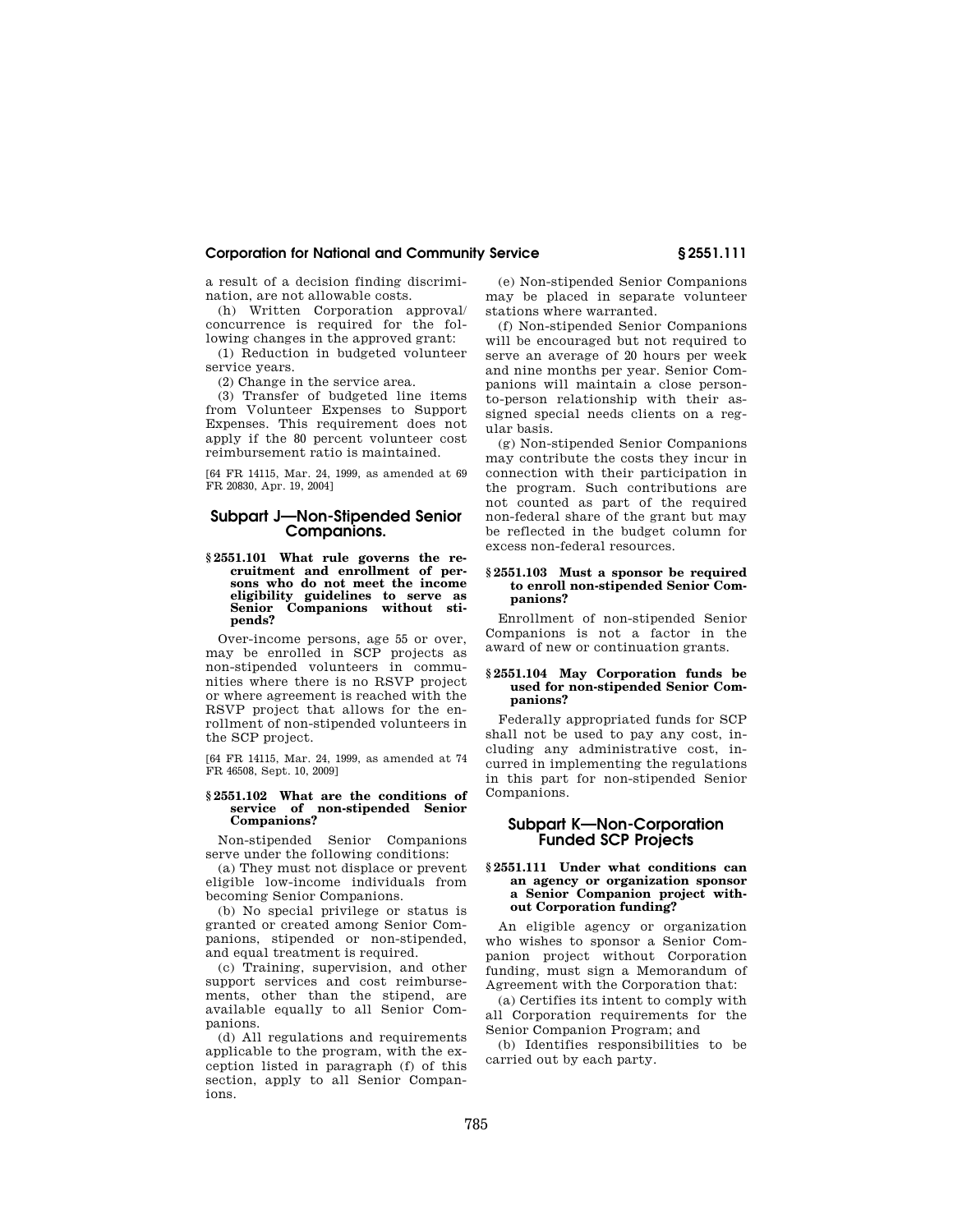a result of a decision finding discrimination, are not allowable costs.

(h) Written Corporation approval/concurrence is required for the following changes in the approved grant:

(1) Reduction in budgeted volunteer service years.

(2) Change in the service area.

(3) Transfer of budgeted line items from Volunteer Expenses to Support Expenses. This requirement does not apply if the 80 percent volunteer cost reimbursement ratio is maintained.

[64 FR 14115, Mar. 24, 1999, as amended at 69 FR 20830, Apr. 19, 2004]

## Subpart J—Non-Stipended Senior Companions.

### § 2551.101 What rule governs the recruitment and enrollment of persons who do not meet the income eligibility guidelines to serve as Senior Companions without stipends?

Over-income persons, age 55 or over, may be enrolled in SCP projects as non-stipended volunteers in communities where there is no RSVP project or where agreement is reached with the RSVP project that allows for the enrollment of non-stipended volunteers in the SCP project.

[64 FR 14115, Mar. 24, 1999, as amended at 74 FR 46508, Sept. 10, 2009]

### § 2551.102 What are the conditions of service of non-stipended Senior Companions?

Non-stipended Senior Companions serve under the following conditions:

(a) They must not displace or prevent eligible low-income individuals from becoming Senior Companions.

(b) No special privilege or status is granted or created among Senior Companions, stipended or non-stipended, and equal treatment is required.

(c) Training, supervision, and other support services and cost reimbursements, other than the stipend, are available equally to all Senior Companions.

(d) All regulations and requirements applicable to the program, with the exception listed in paragraph (f) of this section, apply to all Senior Companions.

(e) Non-stipended Senior Companions may be placed in separate volunteer stations where warranted.

(f) Non-stipended Senior Companions will be encouraged but not required to serve an average of 20 hours per week and nine months per year. Senior Companions will maintain a close person-to-person relationship with their assigned special needs clients on a regular basis.

(g) Non-stipended Senior Companions may contribute the costs they incur in connection with their participation in the program. Such contributions are not counted as part of the required non-federal share of the grant but may be reflected in the budget column for excess non-federal resources.

### § 2551.103 Must a sponsor be required to enroll non-stipended Senior Companions?

Enrollment of non-stipended Senior Companions is not a factor in the award of new or continuation grants.

### § 2551.104 May Corporation funds be used for non-stipended Senior Companions?

Federally appropriated funds for SCP shall not be used to pay any cost, including any administrative cost, incurred in implementing the regulations in this part for non-stipended Senior Companions.

## Subpart K—Non-Corporation Funded SCP Projects

### § 2551.111 Under what conditions can an agency or organization sponsor a Senior Companion project without Corporation funding?

An eligible agency or organization who wishes to sponsor a Senior Companion project without Corporation funding, must sign a Memorandum of Agreement with the Corporation that:

(a) Certifies its intent to comply with all Corporation requirements for the Senior Companion Program; and

(b) Identifies responsibilities to be carried out by each party.